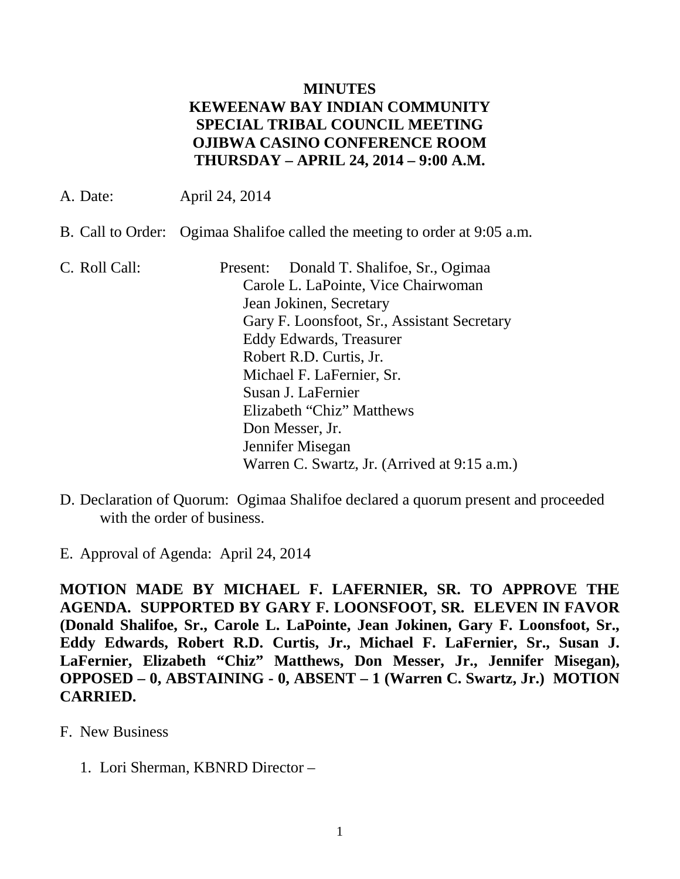**MINUTES**
**KEWEENAW BAY INDIAN COMMUNITY**
**SPECIAL TRIBAL COUNCIL MEETING**
**OJIBWA CASINO CONFERENCE ROOM**
**THURSDAY – APRIL 24, 2014 – 9:00 A.M.**

A. Date: April 24, 2014

B. Call to Order: Ogimaa Shalifoe called the meeting to order at 9:05 a.m.

C. Roll Call: Present: Donald T. Shalifoe, Sr., Ogimaa
Carole L. LaPointe, Vice Chairwoman
Jean Jokinen, Secretary
Gary F. Loonsfoot, Sr., Assistant Secretary
Eddy Edwards, Treasurer
Robert R.D. Curtis, Jr.
Michael F. LaFernier, Sr.
Susan J. LaFernier
Elizabeth "Chiz" Matthews
Don Messer, Jr.
Jennifer Misegan
Warren C. Swartz, Jr. (Arrived at 9:15 a.m.)

D. Declaration of Quorum: Ogimaa Shalifoe declared a quorum present and proceeded with the order of business.

E. Approval of Agenda: April 24, 2014

**MOTION MADE BY MICHAEL F. LAFERNIER, SR. TO APPROVE THE AGENDA. SUPPORTED BY GARY F. LOONSFOOT, SR. ELEVEN IN FAVOR (Donald Shalifoe, Sr., Carole L. LaPointe, Jean Jokinen, Gary F. Loonsfoot, Sr., Eddy Edwards, Robert R.D. Curtis, Jr., Michael F. LaFernier, Sr., Susan J. LaFernier, Elizabeth "Chiz" Matthews, Don Messer, Jr., Jennifer Misegan), OPPOSED – 0, ABSTAINING - 0, ABSENT – 1 (Warren C. Swartz, Jr.) MOTION CARRIED.**

F. New Business

1. Lori Sherman, KBNRD Director –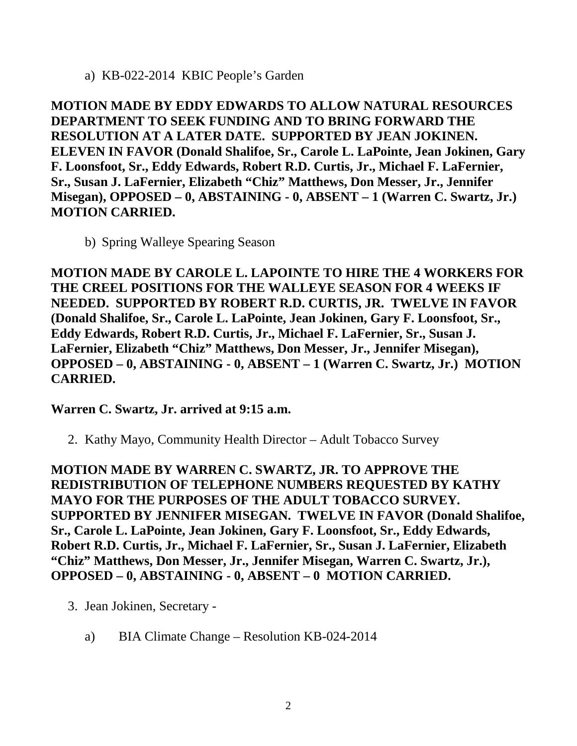a) KB-022-2014 KBIC People's Garden

**MOTION MADE BY EDDY EDWARDS TO ALLOW NATURAL RESOURCES DEPARTMENT TO SEEK FUNDING AND TO BRING FORWARD THE RESOLUTION AT A LATER DATE. SUPPORTED BY JEAN JOKINEN. ELEVEN IN FAVOR (Donald Shalifoe, Sr., Carole L. LaPointe, Jean Jokinen, Gary F. Loonsfoot, Sr., Eddy Edwards, Robert R.D. Curtis, Jr., Michael F. LaFernier, Sr., Susan J. LaFernier, Elizabeth "Chiz" Matthews, Don Messer, Jr., Jennifer Misegan), OPPOSED – 0, ABSTAINING - 0, ABSENT – 1 (Warren C. Swartz, Jr.) MOTION CARRIED.**

b) Spring Walleye Spearing Season

**MOTION MADE BY CAROLE L. LAPOINTE TO HIRE THE 4 WORKERS FOR THE CREEL POSITIONS FOR THE WALLEYE SEASON FOR 4 WEEKS IF NEEDED. SUPPORTED BY ROBERT R.D. CURTIS, JR. TWELVE IN FAVOR (Donald Shalifoe, Sr., Carole L. LaPointe, Jean Jokinen, Gary F. Loonsfoot, Sr., Eddy Edwards, Robert R.D. Curtis, Jr., Michael F. LaFernier, Sr., Susan J. LaFernier, Elizabeth "Chiz" Matthews, Don Messer, Jr., Jennifer Misegan), OPPOSED – 0, ABSTAINING - 0, ABSENT – 1 (Warren C. Swartz, Jr.) MOTION CARRIED.**

**Warren C. Swartz, Jr. arrived at 9:15 a.m.**

2. Kathy Mayo, Community Health Director – Adult Tobacco Survey

**MOTION MADE BY WARREN C. SWARTZ, JR. TO APPROVE THE REDISTRIBUTION OF TELEPHONE NUMBERS REQUESTED BY KATHY MAYO FOR THE PURPOSES OF THE ADULT TOBACCO SURVEY. SUPPORTED BY JENNIFER MISEGAN. TWELVE IN FAVOR (Donald Shalifoe, Sr., Carole L. LaPointe, Jean Jokinen, Gary F. Loonsfoot, Sr., Eddy Edwards, Robert R.D. Curtis, Jr., Michael F. LaFernier, Sr., Susan J. LaFernier, Elizabeth "Chiz" Matthews, Don Messer, Jr., Jennifer Misegan, Warren C. Swartz, Jr.), OPPOSED – 0, ABSTAINING - 0, ABSENT – 0 MOTION CARRIED.**

3. Jean Jokinen, Secretary -

a) BIA Climate Change – Resolution KB-024-2014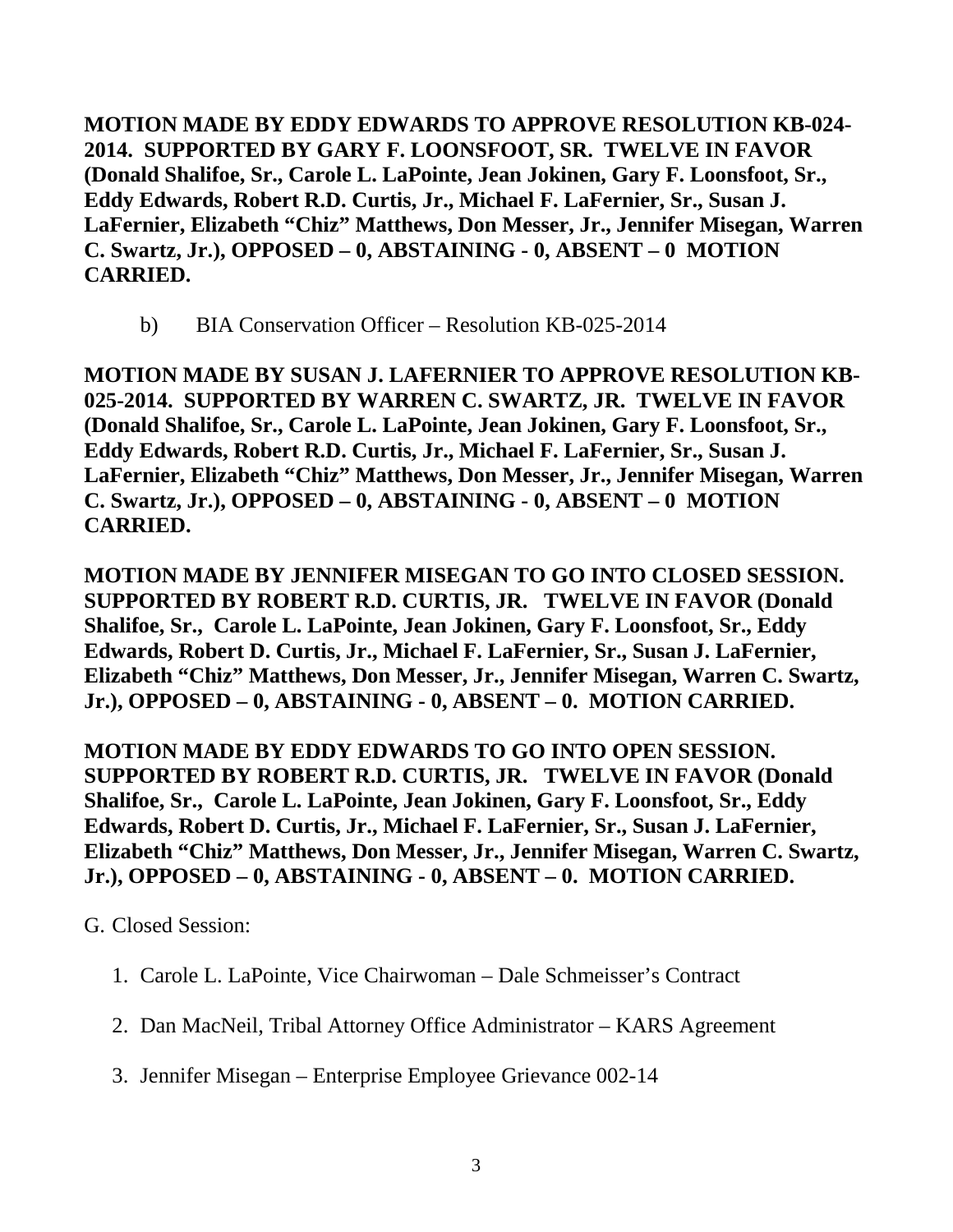**MOTION MADE BY EDDY EDWARDS TO APPROVE RESOLUTION KB-024-2014. SUPPORTED BY GARY F. LOONSFOOT, SR. TWELVE IN FAVOR (Donald Shalifoe, Sr., Carole L. LaPointe, Jean Jokinen, Gary F. Loonsfoot, Sr., Eddy Edwards, Robert R.D. Curtis, Jr., Michael F. LaFernier, Sr., Susan J. LaFernier, Elizabeth "Chiz" Matthews, Don Messer, Jr., Jennifer Misegan, Warren C. Swartz, Jr.), OPPOSED – 0, ABSTAINING - 0, ABSENT – 0 MOTION CARRIED.**

b) BIA Conservation Officer – Resolution KB-025-2014

**MOTION MADE BY SUSAN J. LAFERNIER TO APPROVE RESOLUTION KB-025-2014. SUPPORTED BY WARREN C. SWARTZ, JR. TWELVE IN FAVOR (Donald Shalifoe, Sr., Carole L. LaPointe, Jean Jokinen, Gary F. Loonsfoot, Sr., Eddy Edwards, Robert R.D. Curtis, Jr., Michael F. LaFernier, Sr., Susan J. LaFernier, Elizabeth "Chiz" Matthews, Don Messer, Jr., Jennifer Misegan, Warren C. Swartz, Jr.), OPPOSED – 0, ABSTAINING - 0, ABSENT – 0 MOTION CARRIED.**

**MOTION MADE BY JENNIFER MISEGAN TO GO INTO CLOSED SESSION. SUPPORTED BY ROBERT R.D. CURTIS, JR. TWELVE IN FAVOR (Donald Shalifoe, Sr., Carole L. LaPointe, Jean Jokinen, Gary F. Loonsfoot, Sr., Eddy Edwards, Robert D. Curtis, Jr., Michael F. LaFernier, Sr., Susan J. LaFernier, Elizabeth "Chiz" Matthews, Don Messer, Jr., Jennifer Misegan, Warren C. Swartz, Jr.), OPPOSED – 0, ABSTAINING - 0, ABSENT – 0. MOTION CARRIED.**

**MOTION MADE BY EDDY EDWARDS TO GO INTO OPEN SESSION. SUPPORTED BY ROBERT R.D. CURTIS, JR. TWELVE IN FAVOR (Donald Shalifoe, Sr., Carole L. LaPointe, Jean Jokinen, Gary F. Loonsfoot, Sr., Eddy Edwards, Robert D. Curtis, Jr., Michael F. LaFernier, Sr., Susan J. LaFernier, Elizabeth "Chiz" Matthews, Don Messer, Jr., Jennifer Misegan, Warren C. Swartz, Jr.), OPPOSED – 0, ABSTAINING - 0, ABSENT – 0. MOTION CARRIED.**

G. Closed Session:

1. Carole L. LaPointe, Vice Chairwoman – Dale Schmeisser's Contract
2. Dan MacNeil, Tribal Attorney Office Administrator – KARS Agreement
3. Jennifer Misegan – Enterprise Employee Grievance 002-14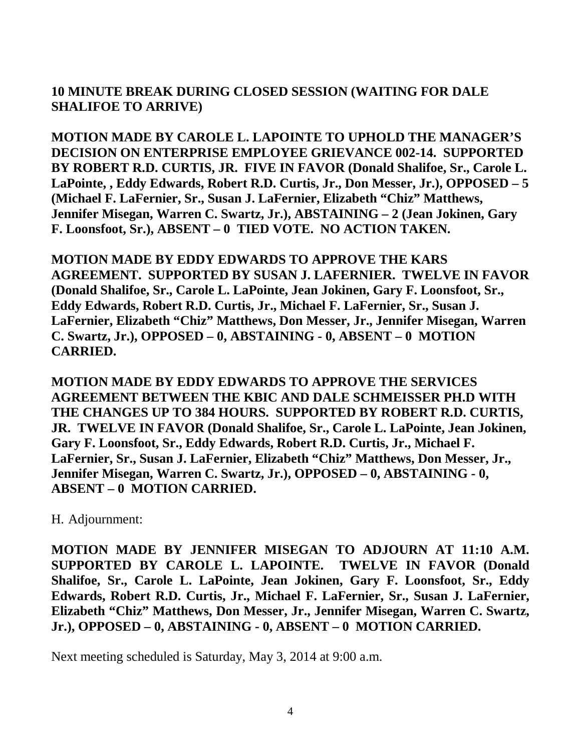**10 MINUTE BREAK DURING CLOSED SESSION (WAITING FOR DALE SHALIFOE TO ARRIVE)**

**MOTION MADE BY CAROLE L. LAPOINTE TO UPHOLD THE MANAGER'S DECISION ON ENTERPRISE EMPLOYEE GRIEVANCE 002-14. SUPPORTED BY ROBERT R.D. CURTIS, JR. FIVE IN FAVOR (Donald Shalifoe, Sr., Carole L. LaPointe, , Eddy Edwards, Robert R.D. Curtis, Jr., Don Messer, Jr.), OPPOSED – 5 (Michael F. LaFernier, Sr., Susan J. LaFernier, Elizabeth "Chiz" Matthews, Jennifer Misegan, Warren C. Swartz, Jr.), ABSTAINING – 2 (Jean Jokinen, Gary F. Loonsfoot, Sr.), ABSENT – 0 TIED VOTE. NO ACTION TAKEN.**

**MOTION MADE BY EDDY EDWARDS TO APPROVE THE KARS AGREEMENT. SUPPORTED BY SUSAN J. LAFERNIER. TWELVE IN FAVOR (Donald Shalifoe, Sr., Carole L. LaPointe, Jean Jokinen, Gary F. Loonsfoot, Sr., Eddy Edwards, Robert R.D. Curtis, Jr., Michael F. LaFernier, Sr., Susan J. LaFernier, Elizabeth "Chiz" Matthews, Don Messer, Jr., Jennifer Misegan, Warren C. Swartz, Jr.), OPPOSED – 0, ABSTAINING - 0, ABSENT – 0 MOTION CARRIED.**

**MOTION MADE BY EDDY EDWARDS TO APPROVE THE SERVICES AGREEMENT BETWEEN THE KBIC AND DALE SCHMEISSER PH.D WITH THE CHANGES UP TO 384 HOURS. SUPPORTED BY ROBERT R.D. CURTIS, JR. TWELVE IN FAVOR (Donald Shalifoe, Sr., Carole L. LaPointe, Jean Jokinen, Gary F. Loonsfoot, Sr., Eddy Edwards, Robert R.D. Curtis, Jr., Michael F. LaFernier, Sr., Susan J. LaFernier, Elizabeth "Chiz" Matthews, Don Messer, Jr., Jennifer Misegan, Warren C. Swartz, Jr.), OPPOSED – 0, ABSTAINING - 0, ABSENT – 0 MOTION CARRIED.**

H. Adjournment:

**MOTION MADE BY JENNIFER MISEGAN TO ADJOURN AT 11:10 A.M. SUPPORTED BY CAROLE L. LAPOINTE. TWELVE IN FAVOR (Donald Shalifoe, Sr., Carole L. LaPointe, Jean Jokinen, Gary F. Loonsfoot, Sr., Eddy Edwards, Robert R.D. Curtis, Jr., Michael F. LaFernier, Sr., Susan J. LaFernier, Elizabeth "Chiz" Matthews, Don Messer, Jr., Jennifer Misegan, Warren C. Swartz, Jr.), OPPOSED – 0, ABSTAINING - 0, ABSENT – 0 MOTION CARRIED.**

Next meeting scheduled is Saturday, May 3, 2014 at 9:00 a.m.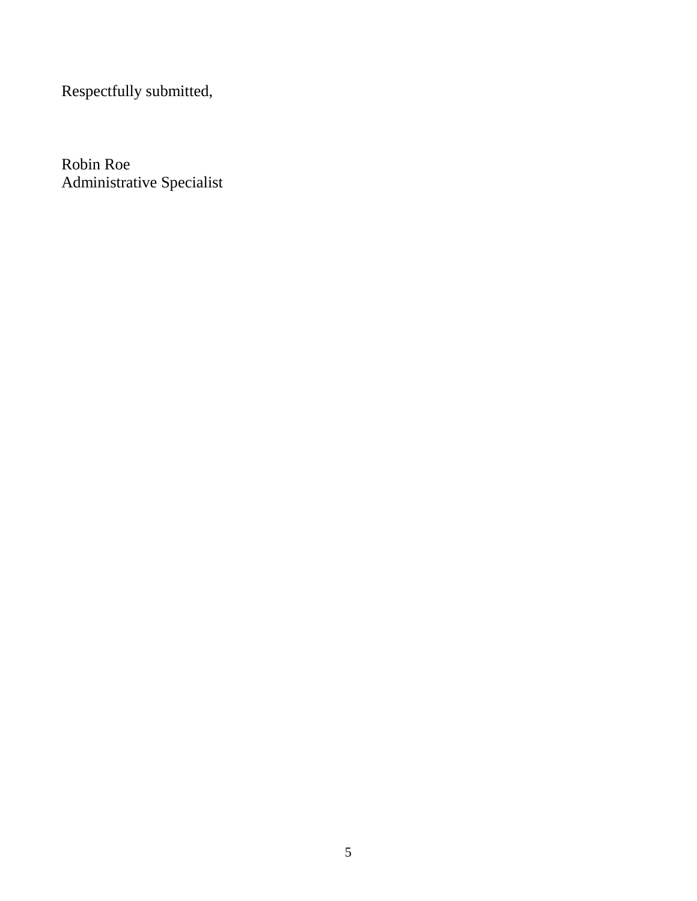Respectfully submitted,

Robin Roe  
Administrative Specialist